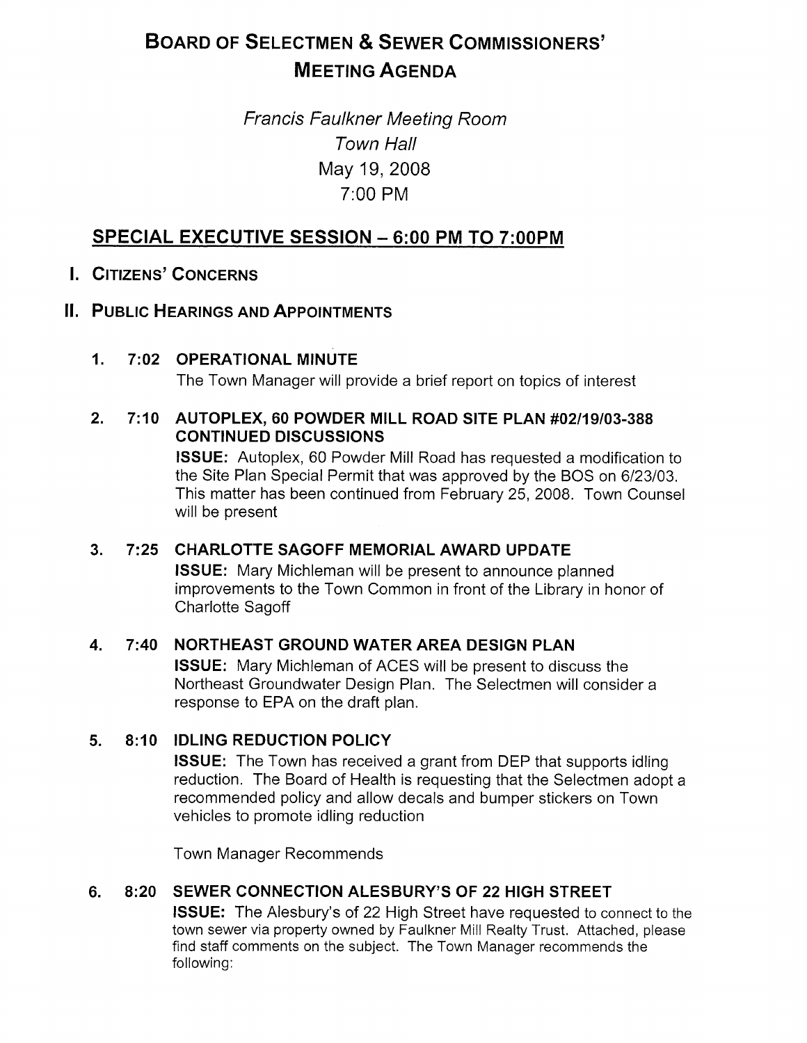# BOARD OF SELECTMEN & SEWER COMMISSIONERS' MEETING AGENDA

*Francis Faulkner Meeting Room*
*Town Hall*
May 19, 2008
7:00 PM

## SPECIAL EXECUTIVE SESSION – 6:00 PM TO 7:00PM

## I. CITIZENS' CONCERNS

## II. PUBLIC HEARINGS AND APPOINTMENTS

1. **7:02 OPERATIONAL MINUTE**
   The Town Manager will provide a brief report on topics of interest

2. **7:10 AUTOPLEX, 60 POWDER MILL ROAD SITE PLAN #02/19/03-388 CONTINUED DISCUSSIONS**
   **ISSUE:** Autoplex, 60 Powder Mill Road has requested a modification to the Site Plan Special Permit that was approved by the BOS on 6/23/03. This matter has been continued from February 25, 2008. Town Counsel will be present

3. **7:25 CHARLOTTE SAGOFF MEMORIAL AWARD UPDATE**
   **ISSUE:** Mary Michleman will be present to announce planned improvements to the Town Common in front of the Library in honor of Charlotte Sagoff

4. **7:40 NORTHEAST GROUND WATER AREA DESIGN PLAN**
   **ISSUE:** Mary Michleman of ACES will be present to discuss the Northeast Groundwater Design Plan. The Selectmen will consider a response to EPA on the draft plan.

5. **8:10 IDLING REDUCTION POLICY**
   **ISSUE:** The Town has received a grant from DEP that supports idling reduction. The Board of Health is requesting that the Selectmen adopt a recommended policy and allow decals and bumper stickers on Town vehicles to promote idling reduction

   Town Manager Recommends

6. **8:20 SEWER CONNECTION ALESBURY'S OF 22 HIGH STREET**
   **ISSUE:** The Alesbury's of 22 High Street have requested to connect to the town sewer via property owned by Faulkner Mill Realty Trust. Attached, please find staff comments on the subject. The Town Manager recommends the following: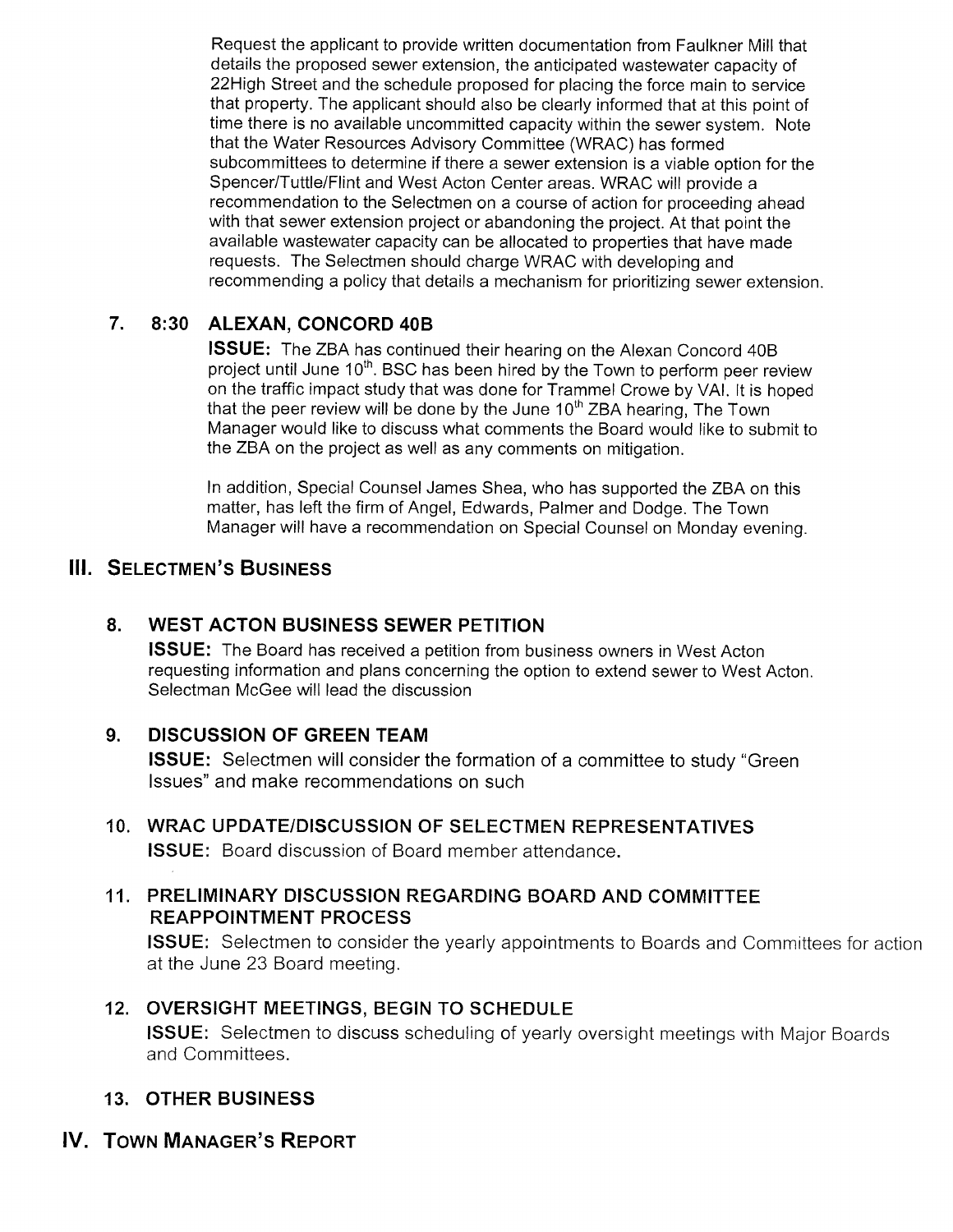Request the applicant to provide written documentation from Faulkner Mill that details the proposed sewer extension, the anticipated wastewater capacity of 22High Street and the schedule proposed for placing the force main to service that property. The applicant should also be clearly informed that at this point of time there is no available uncommitted capacity within the sewer system. Note that the Water Resources Advisory Committee (WRAC) has formed subcommittees to determine if there a sewer extension is a viable option for the Spencer/Tuttle/Flint and West Acton Center areas. WRAC will provide a recommendation to the Selectmen on a course of action for proceeding ahead with that sewer extension project or abandoning the project. At that point the available wastewater capacity can be allocated to properties that have made requests. The Selectmen should charge WRAC with developing and recommending a policy that details a mechanism for prioritizing sewer extension.

### 7. 8:30 ALEXAN, CONCORD 40B

**ISSUE:** The ZBA has continued their hearing on the Alexan Concord 40B project until June 10th. BSC has been hired by the Town to perform peer review on the traffic impact study that was done for Trammel Crowe by VAI. It is hoped that the peer review will be done by the June 10th ZBA hearing, The Town Manager would like to discuss what comments the Board would like to submit to the ZBA on the project as well as any comments on mitigation.

In addition, Special Counsel James Shea, who has supported the ZBA on this matter, has left the firm of Angel, Edwards, Palmer and Dodge. The Town Manager will have a recommendation on Special Counsel on Monday evening.

## III. Selectmen's Business

### 8. WEST ACTON BUSINESS SEWER PETITION

**ISSUE:** The Board has received a petition from business owners in West Acton requesting information and plans concerning the option to extend sewer to West Acton. Selectman McGee will lead the discussion

### 9. DISCUSSION OF GREEN TEAM

**ISSUE:** Selectmen will consider the formation of a committee to study "Green Issues" and make recommendations on such

### 10. WRAC UPDATE/DISCUSSION OF SELECTMEN REPRESENTATIVES

**ISSUE:** Board discussion of Board member attendance.

### 11. PRELIMINARY DISCUSSION REGARDING BOARD AND COMMITTEE REAPPOINTMENT PROCESS

**ISSUE:** Selectmen to consider the yearly appointments to Boards and Committees for action at the June 23 Board meeting.

### 12. OVERSIGHT MEETINGS, BEGIN TO SCHEDULE

**ISSUE:** Selectmen to discuss scheduling of yearly oversight meetings with Major Boards and Committees.

### 13. OTHER BUSINESS

## IV. Town Manager's Report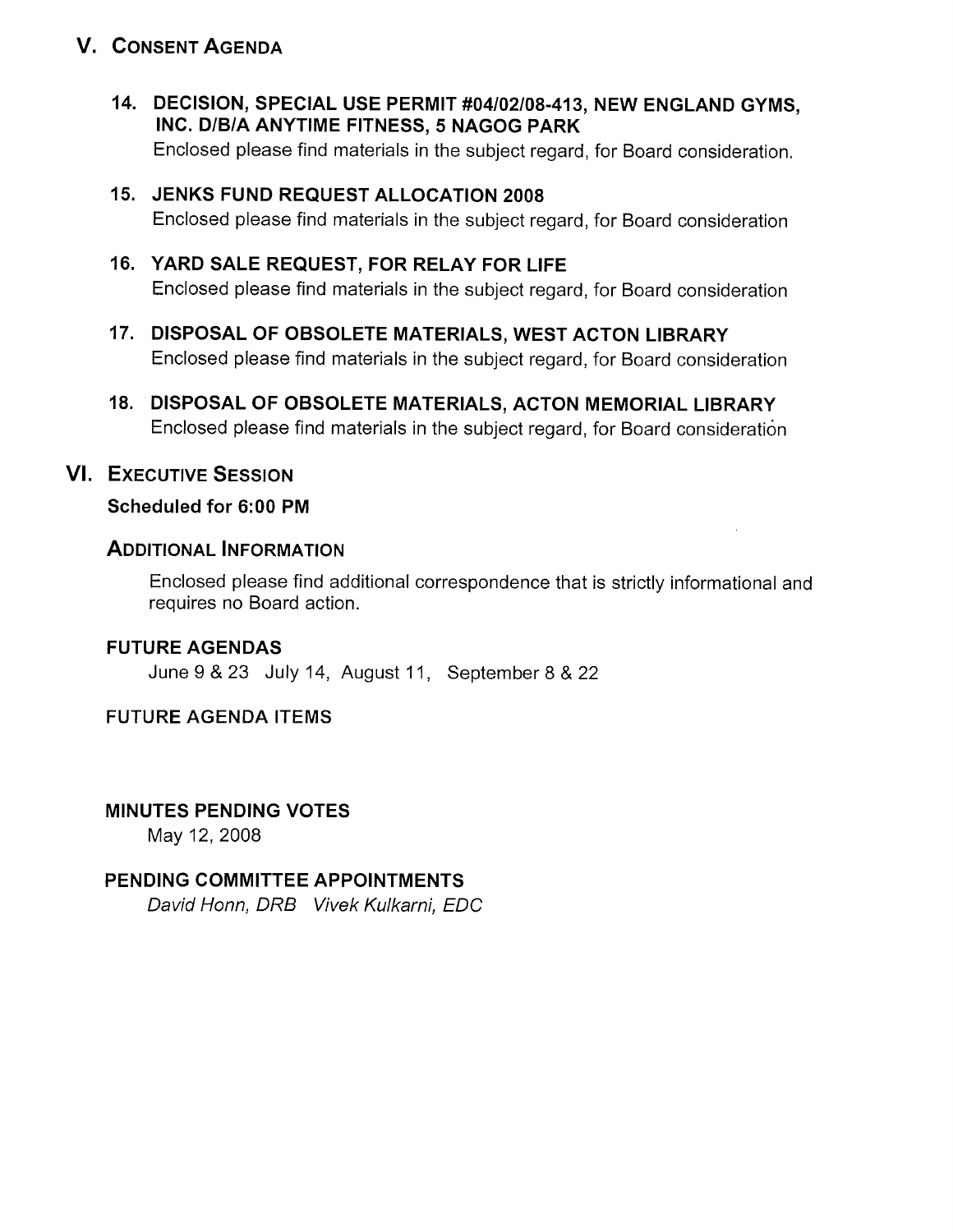## V. Consent Agenda

**14. DECISION, SPECIAL USE PERMIT #04/02/08-413, NEW ENGLAND GYMS, INC. D/B/A ANYTIME FITNESS, 5 NAGOG PARK**

Enclosed please find materials in the subject regard, for Board consideration.

**15. JENKS FUND REQUEST ALLOCATION 2008**

Enclosed please find materials in the subject regard, for Board consideration

**16. YARD SALE REQUEST, FOR RELAY FOR LIFE**

Enclosed please find materials in the subject regard, for Board consideration

**17. DISPOSAL OF OBSOLETE MATERIALS, WEST ACTON LIBRARY**

Enclosed please find materials in the subject regard, for Board consideration

**18. DISPOSAL OF OBSOLETE MATERIALS, ACTON MEMORIAL LIBRARY**

Enclosed please find materials in the subject regard, for Board consideration

## VI. Executive Session

**Scheduled for 6:00 PM**

### Additional Information

Enclosed please find additional correspondence that is strictly informational and requires no Board action.

### FUTURE AGENDAS

June 9 & 23 July 14, August 11, September 8 & 22

### FUTURE AGENDA ITEMS

### MINUTES PENDING VOTES

May 12, 2008

### PENDING COMMITTEE APPOINTMENTS

*David Honn, DRB Vivek Kulkarni, EDC*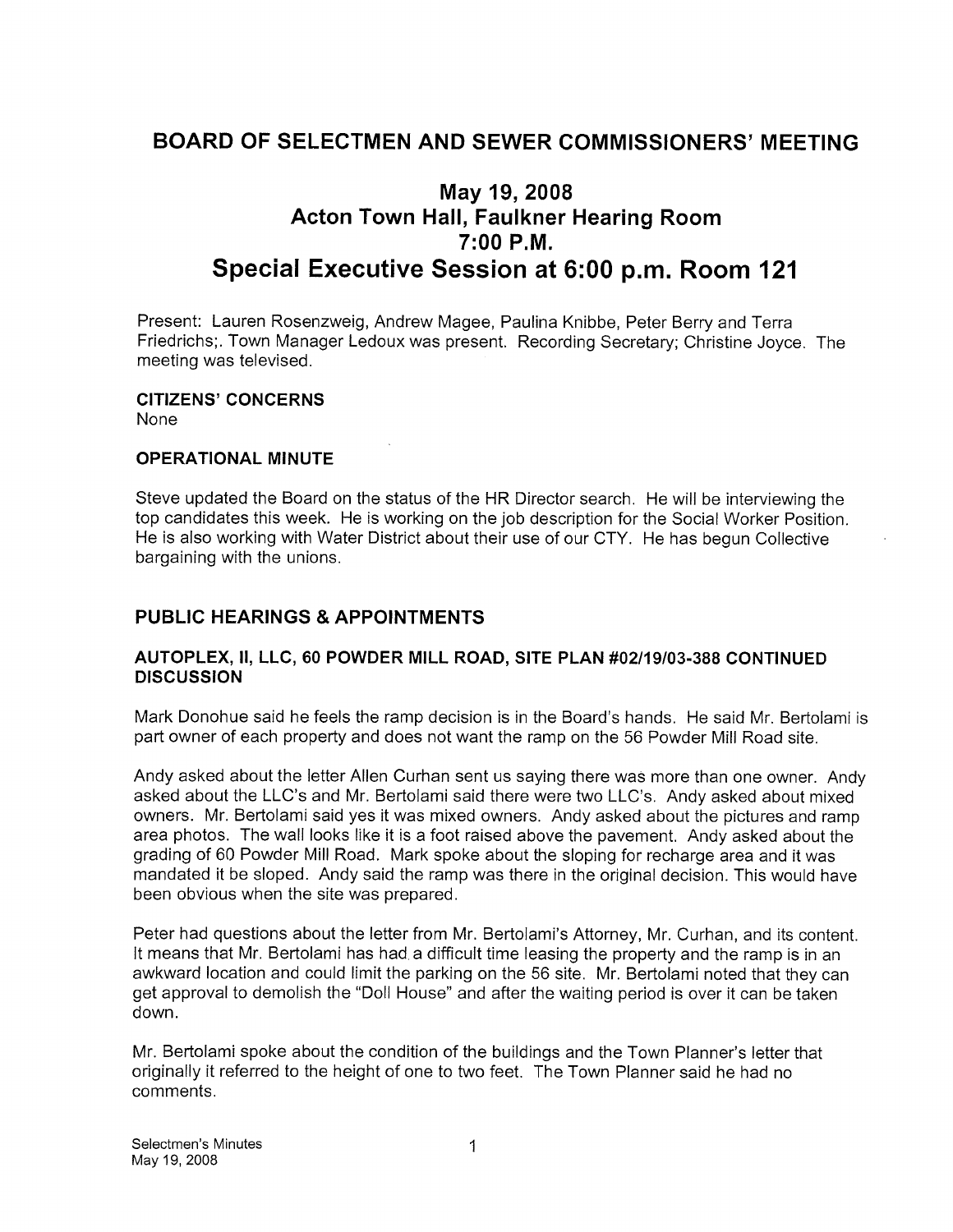# BOARD OF SELECTMEN AND SEWER COMMISSIONERS' MEETING

## May 19, 2008
## Acton Town Hall, Faulkner Hearing Room
## 7:00 P.M.
## Special Executive Session at 6:00 p.m. Room 121

Present: Lauren Rosenzweig, Andrew Magee, Paulina Knibbe, Peter Berry and Terra Friedrichs;. Town Manager Ledoux was present. Recording Secretary; Christine Joyce. The meeting was televised.

**CITIZENS' CONCERNS**

None

**OPERATIONAL MINUTE**

Steve updated the Board on the status of the HR Director search. He will be interviewing the top candidates this week. He is working on the job description for the Social Worker Position. He is also working with Water District about their use of our CTY. He has begun Collective bargaining with the unions.

## PUBLIC HEARINGS & APPOINTMENTS

**AUTOPLEX, II, LLC, 60 POWDER MILL ROAD, SITE PLAN #02/19/03-388 CONTINUED DISCUSSION**

Mark Donohue said he feels the ramp decision is in the Board's hands. He said Mr. Bertolami is part owner of each property and does not want the ramp on the 56 Powder Mill Road site.

Andy asked about the letter Allen Curhan sent us saying there was more than one owner. Andy asked about the LLC's and Mr. Bertolami said there were two LLC's. Andy asked about mixed owners. Mr. Bertolami said yes it was mixed owners. Andy asked about the pictures and ramp area photos. The wall looks like it is a foot raised above the pavement. Andy asked about the grading of 60 Powder Mill Road. Mark spoke about the sloping for recharge area and it was mandated it be sloped. Andy said the ramp was there in the original decision. This would have been obvious when the site was prepared.

Peter had questions about the letter from Mr. Bertolami's Attorney, Mr. Curhan, and its content. It means that Mr. Bertolami has had a difficult time leasing the property and the ramp is in an awkward location and could limit the parking on the 56 site. Mr. Bertolami noted that they can get approval to demolish the "Doll House" and after the waiting period is over it can be taken down.

Mr. Bertolami spoke about the condition of the buildings and the Town Planner's letter that originally it referred to the height of one to two feet. The Town Planner said he had no comments.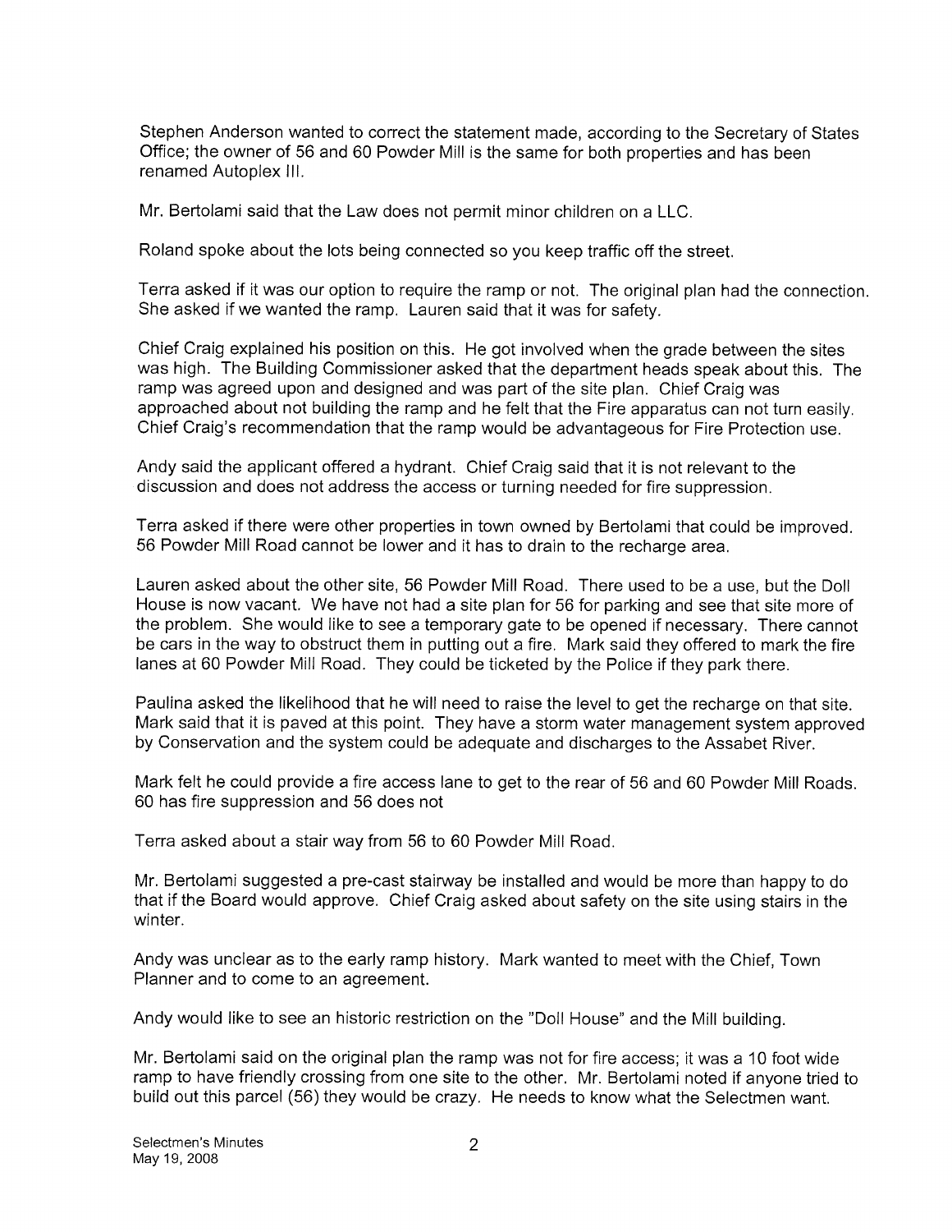Stephen Anderson wanted to correct the statement made, according to the Secretary of States Office; the owner of 56 and 60 Powder Mill is the same for both properties and has been renamed Autoplex III.

Mr. Bertolami said that the Law does not permit minor children on a LLC.

Roland spoke about the lots being connected so you keep traffic off the street.

Terra asked if it was our option to require the ramp or not. The original plan had the connection. She asked if we wanted the ramp. Lauren said that it was for safety.

Chief Craig explained his position on this. He got involved when the grade between the sites was high. The Building Commissioner asked that the department heads speak about this. The ramp was agreed upon and designed and was part of the site plan. Chief Craig was approached about not building the ramp and he felt that the Fire apparatus can not turn easily. Chief Craig's recommendation that the ramp would be advantageous for Fire Protection use.

Andy said the applicant offered a hydrant. Chief Craig said that it is not relevant to the discussion and does not address the access or turning needed for fire suppression.

Terra asked if there were other properties in town owned by Bertolami that could be improved. 56 Powder Mill Road cannot be lower and it has to drain to the recharge area.

Lauren asked about the other site, 56 Powder Mill Road. There used to be a use, but the Doll House is now vacant. We have not had a site plan for 56 for parking and see that site more of the problem. She would like to see a temporary gate to be opened if necessary. There cannot be cars in the way to obstruct them in putting out a fire. Mark said they offered to mark the fire lanes at 60 Powder Mill Road. They could be ticketed by the Police if they park there.

Paulina asked the likelihood that he will need to raise the level to get the recharge on that site. Mark said that it is paved at this point. They have a storm water management system approved by Conservation and the system could be adequate and discharges to the Assabet River.

Mark felt he could provide a fire access lane to get to the rear of 56 and 60 Powder Mill Roads. 60 has fire suppression and 56 does not

Terra asked about a stair way from 56 to 60 Powder Mill Road.

Mr. Bertolami suggested a pre-cast stairway be installed and would be more than happy to do that if the Board would approve. Chief Craig asked about safety on the site using stairs in the winter.

Andy was unclear as to the early ramp history. Mark wanted to meet with the Chief, Town Planner and to come to an agreement.

Andy would like to see an historic restriction on the "Doll House" and the Mill building.

Mr. Bertolami said on the original plan the ramp was not for fire access; it was a 10 foot wide ramp to have friendly crossing from one site to the other. Mr. Bertolami noted if anyone tried to build out this parcel (56) they would be crazy. He needs to know what the Selectmen want.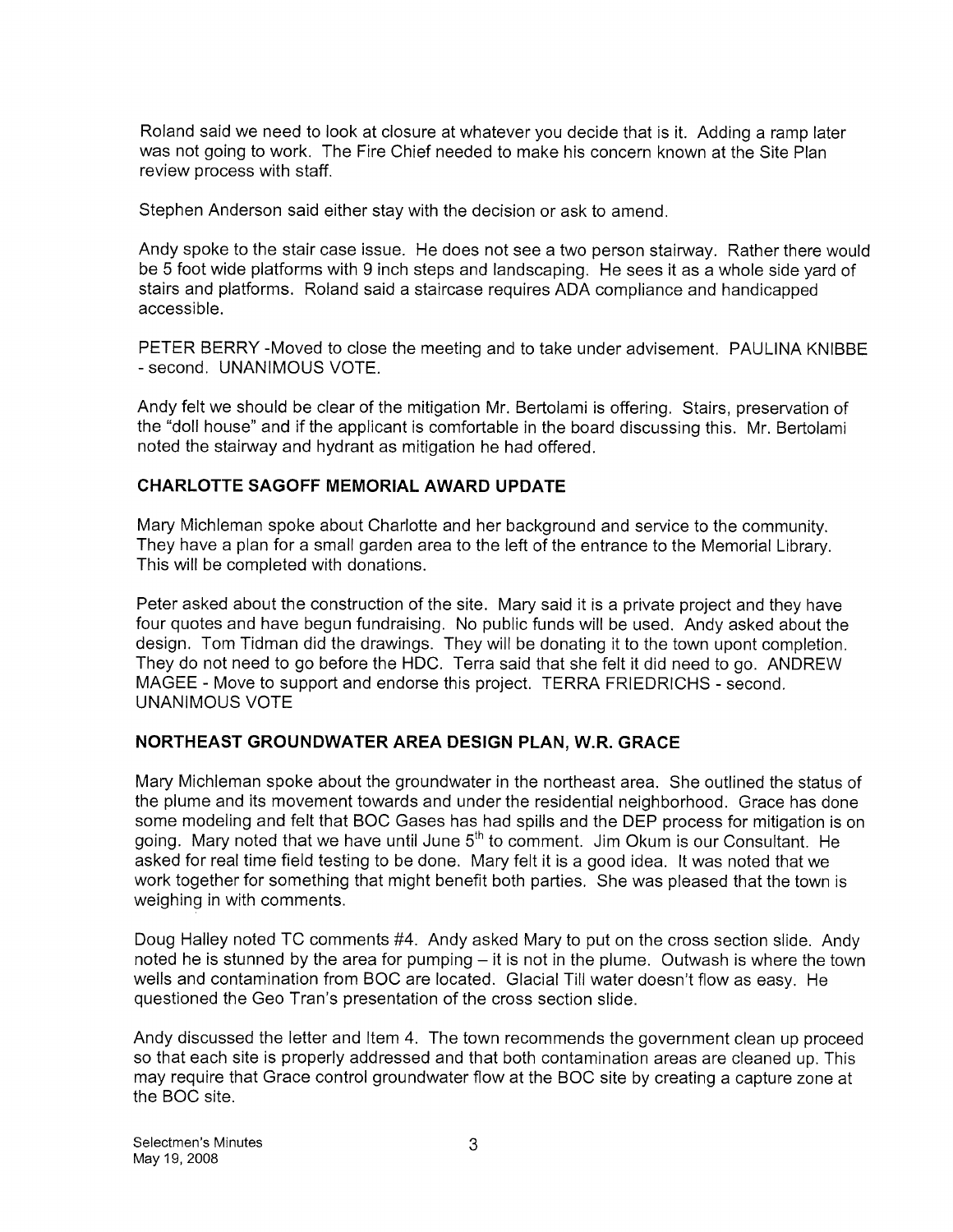Roland said we need to look at closure at whatever you decide that is it. Adding a ramp later was not going to work. The Fire Chief needed to make his concern known at the Site Plan review process with staff.

Stephen Anderson said either stay with the decision or ask to amend.

Andy spoke to the stair case issue. He does not see a two person stairway. Rather there would be 5 foot wide platforms with 9 inch steps and landscaping. He sees it as a whole side yard of stairs and platforms. Roland said a staircase requires ADA compliance and handicapped accessible.

PETER BERRY -Moved to close the meeting and to take under advisement. PAULINA KNIBBE - second. UNANIMOUS VOTE.

Andy felt we should be clear of the mitigation Mr. Bertolami is offering. Stairs, preservation of the "doll house" and if the applicant is comfortable in the board discussing this. Mr. Bertolami noted the stairway and hydrant as mitigation he had offered.

### CHARLOTTE SAGOFF MEMORIAL AWARD UPDATE

Mary Michleman spoke about Charlotte and her background and service to the community. They have a plan for a small garden area to the left of the entrance to the Memorial Library. This will be completed with donations.

Peter asked about the construction of the site. Mary said it is a private project and they have four quotes and have begun fundraising. No public funds will be used. Andy asked about the design. Tom Tidman did the drawings. They will be donating it to the town upont completion. They do not need to go before the HDC. Terra said that she felt it did need to go. ANDREW MAGEE - Move to support and endorse this project. TERRA FRIEDRICHS - second. UNANIMOUS VOTE

### NORTHEAST GROUNDWATER AREA DESIGN PLAN, W.R. GRACE

Mary Michleman spoke about the groundwater in the northeast area. She outlined the status of the plume and its movement towards and under the residential neighborhood. Grace has done some modeling and felt that BOC Gases has had spills and the DEP process for mitigation is on going. Mary noted that we have until June 5th to comment. Jim Okum is our Consultant. He asked for real time field testing to be done. Mary felt it is a good idea. It was noted that we work together for something that might benefit both parties. She was pleased that the town is weighing in with comments.

Doug Halley noted TC comments #4. Andy asked Mary to put on the cross section slide. Andy noted he is stunned by the area for pumping – it is not in the plume. Outwash is where the town wells and contamination from BOC are located. Glacial Till water doesn't flow as easy. He questioned the Geo Tran's presentation of the cross section slide.

Andy discussed the letter and Item 4. The town recommends the government clean up proceed so that each site is properly addressed and that both contamination areas are cleaned up. This may require that Grace control groundwater flow at the BOC site by creating a capture zone at the BOC site.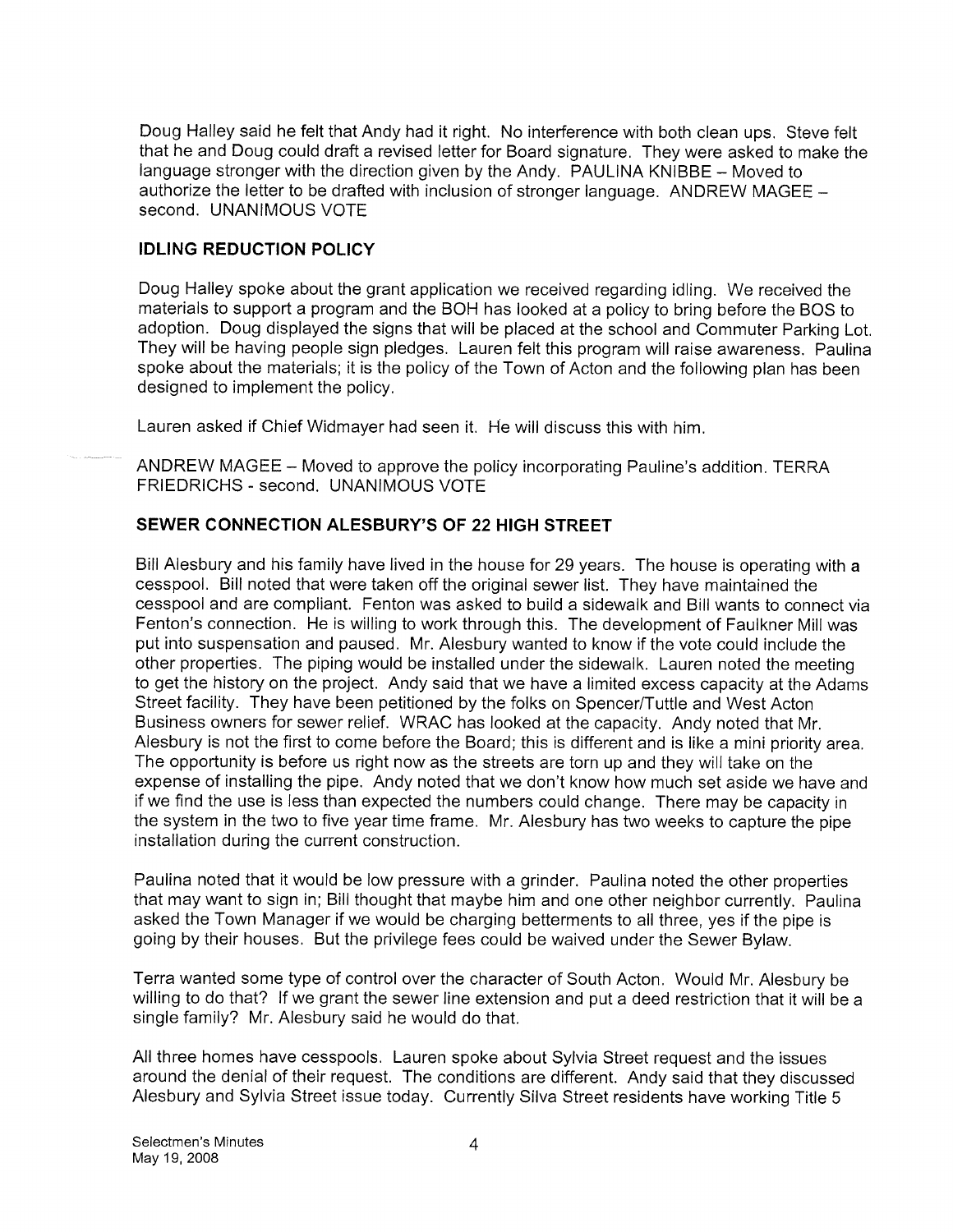Doug Halley said he felt that Andy had it right. No interference with both clean ups. Steve felt that he and Doug could draft a revised letter for Board signature. They were asked to make the language stronger with the direction given by the Andy. PAULINA KNIBBE – Moved to authorize the letter to be drafted with inclusion of stronger language. ANDREW MAGEE – second. UNANIMOUS VOTE

## IDLING REDUCTION POLICY

Doug Halley spoke about the grant application we received regarding idling. We received the materials to support a program and the BOH has looked at a policy to bring before the BOS to adoption. Doug displayed the signs that will be placed at the school and Commuter Parking Lot. They will be having people sign pledges. Lauren felt this program will raise awareness. Paulina spoke about the materials; it is the policy of the Town of Acton and the following plan has been designed to implement the policy.

Lauren asked if Chief Widmayer had seen it. He will discuss this with him.

ANDREW MAGEE – Moved to approve the policy incorporating Pauline's addition. TERRA FRIEDRICHS - second. UNANIMOUS VOTE

## SEWER CONNECTION ALESBURY'S OF 22 HIGH STREET

Bill Alesbury and his family have lived in the house for 29 years. The house is operating with a cesspool. Bill noted that were taken off the original sewer list. They have maintained the cesspool and are compliant. Fenton was asked to build a sidewalk and Bill wants to connect via Fenton's connection. He is willing to work through this. The development of Faulkner Mill was put into suspensation and paused. Mr. Alesbury wanted to know if the vote could include the other properties. The piping would be installed under the sidewalk. Lauren noted the meeting to get the history on the project. Andy said that we have a limited excess capacity at the Adams Street facility. They have been petitioned by the folks on Spencer/Tuttle and West Acton Business owners for sewer relief. WRAC has looked at the capacity. Andy noted that Mr. Alesbury is not the first to come before the Board; this is different and is like a mini priority area. The opportunity is before us right now as the streets are torn up and they will take on the expense of installing the pipe. Andy noted that we don't know how much set aside we have and if we find the use is less than expected the numbers could change. There may be capacity in the system in the two to five year time frame. Mr. Alesbury has two weeks to capture the pipe installation during the current construction.

Paulina noted that it would be low pressure with a grinder. Paulina noted the other properties that may want to sign in; Bill thought that maybe him and one other neighbor currently. Paulina asked the Town Manager if we would be charging betterments to all three, yes if the pipe is going by their houses. But the privilege fees could be waived under the Sewer Bylaw.

Terra wanted some type of control over the character of South Acton. Would Mr. Alesbury be willing to do that? If we grant the sewer line extension and put a deed restriction that it will be a single family? Mr. Alesbury said he would do that.

All three homes have cesspools. Lauren spoke about Sylvia Street request and the issues around the denial of their request. The conditions are different. Andy said that they discussed Alesbury and Sylvia Street issue today. Currently Silva Street residents have working Title 5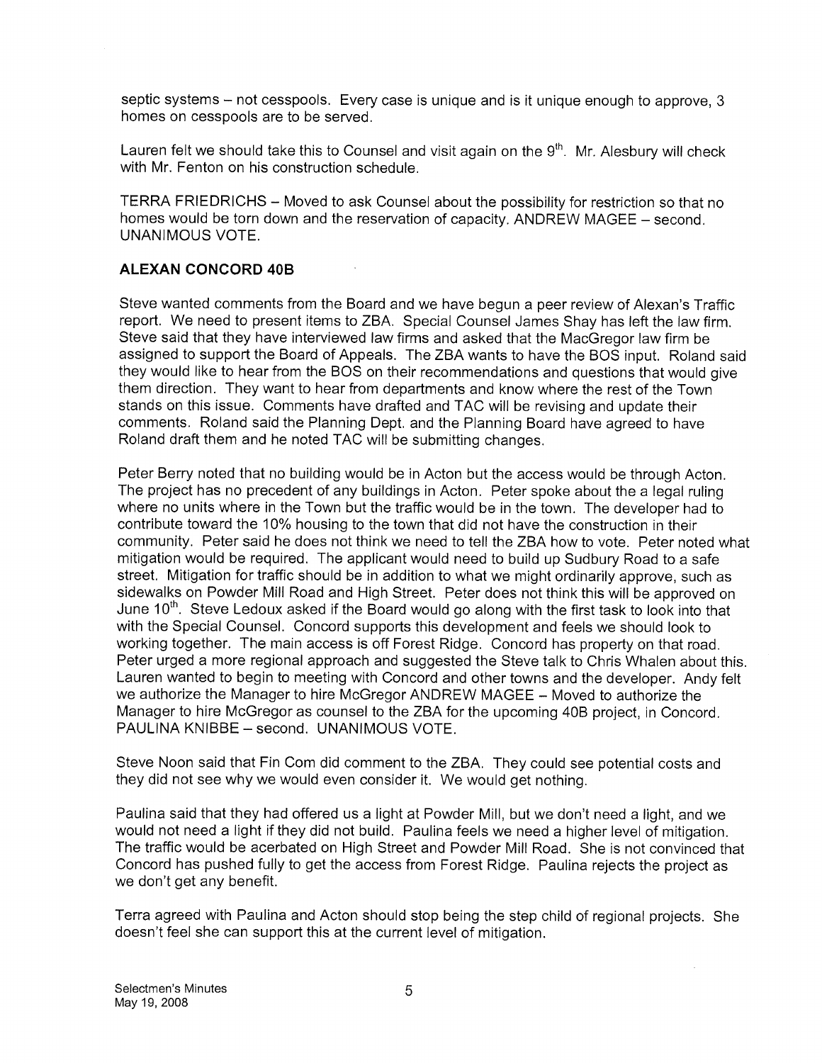septic systems – not cesspools. Every case is unique and is it unique enough to approve, 3 homes on cesspools are to be served.

Lauren felt we should take this to Counsel and visit again on the 9th. Mr. Alesbury will check with Mr. Fenton on his construction schedule.

TERRA FRIEDRICHS – Moved to ask Counsel about the possibility for restriction so that no homes would be torn down and the reservation of capacity. ANDREW MAGEE – second. UNANIMOUS VOTE.

## ALEXAN CONCORD 40B

Steve wanted comments from the Board and we have begun a peer review of Alexan's Traffic report. We need to present items to ZBA. Special Counsel James Shay has left the law firm. Steve said that they have interviewed law firms and asked that the MacGregor law firm be assigned to support the Board of Appeals. The ZBA wants to have the BOS input. Roland said they would like to hear from the BOS on their recommendations and questions that would give them direction. They want to hear from departments and know where the rest of the Town stands on this issue. Comments have drafted and TAC will be revising and update their comments. Roland said the Planning Dept. and the Planning Board have agreed to have Roland draft them and he noted TAC will be submitting changes.

Peter Berry noted that no building would be in Acton but the access would be through Acton. The project has no precedent of any buildings in Acton. Peter spoke about the a legal ruling where no units where in the Town but the traffic would be in the town. The developer had to contribute toward the 10% housing to the town that did not have the construction in their community. Peter said he does not think we need to tell the ZBA how to vote. Peter noted what mitigation would be required. The applicant would need to build up Sudbury Road to a safe street. Mitigation for traffic should be in addition to what we might ordinarily approve, such as sidewalks on Powder Mill Road and High Street. Peter does not think this will be approved on June 10th. Steve Ledoux asked if the Board would go along with the first task to look into that with the Special Counsel. Concord supports this development and feels we should look to working together. The main access is off Forest Ridge. Concord has property on that road. Peter urged a more regional approach and suggested the Steve talk to Chris Whalen about this. Lauren wanted to begin to meeting with Concord and other towns and the developer. Andy felt we authorize the Manager to hire McGregor ANDREW MAGEE – Moved to authorize the Manager to hire McGregor as counsel to the ZBA for the upcoming 40B project, in Concord. PAULINA KNIBBE – second. UNANIMOUS VOTE.

Steve Noon said that Fin Com did comment to the ZBA. They could see potential costs and they did not see why we would even consider it. We would get nothing.

Paulina said that they had offered us a light at Powder Mill, but we don't need a light, and we would not need a light if they did not build. Paulina feels we need a higher level of mitigation. The traffic would be acerbated on High Street and Powder Mill Road. She is not convinced that Concord has pushed fully to get the access from Forest Ridge. Paulina rejects the project as we don't get any benefit.

Terra agreed with Paulina and Acton should stop being the step child of regional projects. She doesn't feel she can support this at the current level of mitigation.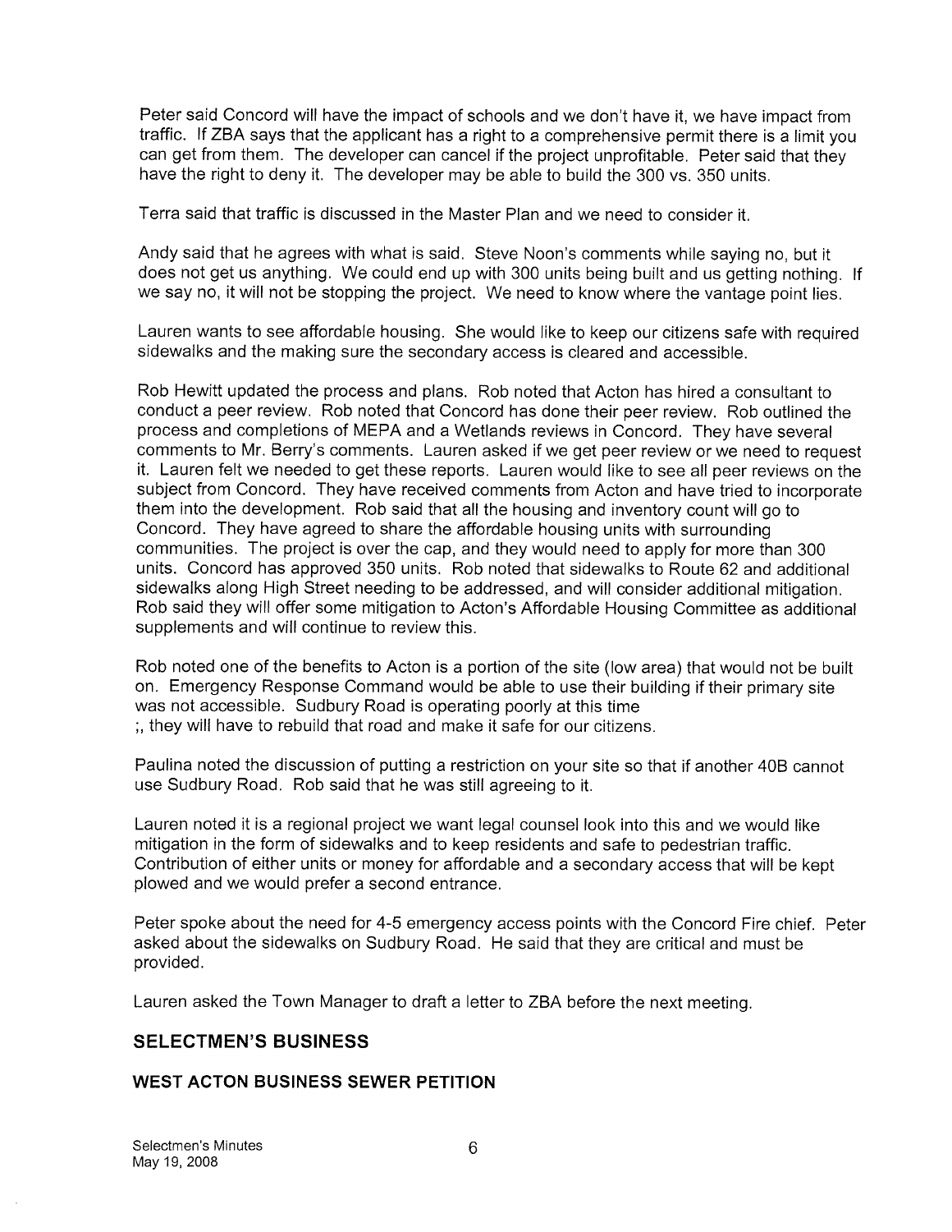Peter said Concord will have the impact of schools and we don't have it, we have impact from traffic. If ZBA says that the applicant has a right to a comprehensive permit there is a limit you can get from them. The developer can cancel if the project unprofitable. Peter said that they have the right to deny it. The developer may be able to build the 300 vs. 350 units.

Terra said that traffic is discussed in the Master Plan and we need to consider it.

Andy said that he agrees with what is said. Steve Noon's comments while saying no, but it does not get us anything. We could end up with 300 units being built and us getting nothing. If we say no, it will not be stopping the project. We need to know where the vantage point lies.

Lauren wants to see affordable housing. She would like to keep our citizens safe with required sidewalks and the making sure the secondary access is cleared and accessible.

Rob Hewitt updated the process and plans. Rob noted that Acton has hired a consultant to conduct a peer review. Rob noted that Concord has done their peer review. Rob outlined the process and completions of MEPA and a Wetlands reviews in Concord. They have several comments to Mr. Berry's comments. Lauren asked if we get peer review or we need to request it. Lauren felt we needed to get these reports. Lauren would like to see all peer reviews on the subject from Concord. They have received comments from Acton and have tried to incorporate them into the development. Rob said that all the housing and inventory count will go to Concord. They have agreed to share the affordable housing units with surrounding communities. The project is over the cap, and they would need to apply for more than 300 units. Concord has approved 350 units. Rob noted that sidewalks to Route 62 and additional sidewalks along High Street needing to be addressed, and will consider additional mitigation. Rob said they will offer some mitigation to Acton's Affordable Housing Committee as additional supplements and will continue to review this.

Rob noted one of the benefits to Acton is a portion of the site (low area) that would not be built on. Emergency Response Command would be able to use their building if their primary site was not accessible. Sudbury Road is operating poorly at this time
;, they will have to rebuild that road and make it safe for our citizens.

Paulina noted the discussion of putting a restriction on your site so that if another 40B cannot use Sudbury Road. Rob said that he was still agreeing to it.

Lauren noted it is a regional project we want legal counsel look into this and we would like mitigation in the form of sidewalks and to keep residents and safe to pedestrian traffic. Contribution of either units or money for affordable and a secondary access that will be kept plowed and we would prefer a second entrance.

Peter spoke about the need for 4-5 emergency access points with the Concord Fire chief. Peter asked about the sidewalks on Sudbury Road. He said that they are critical and must be provided.

Lauren asked the Town Manager to draft a letter to ZBA before the next meeting.

## SELECTMEN'S BUSINESS

### WEST ACTON BUSINESS SEWER PETITION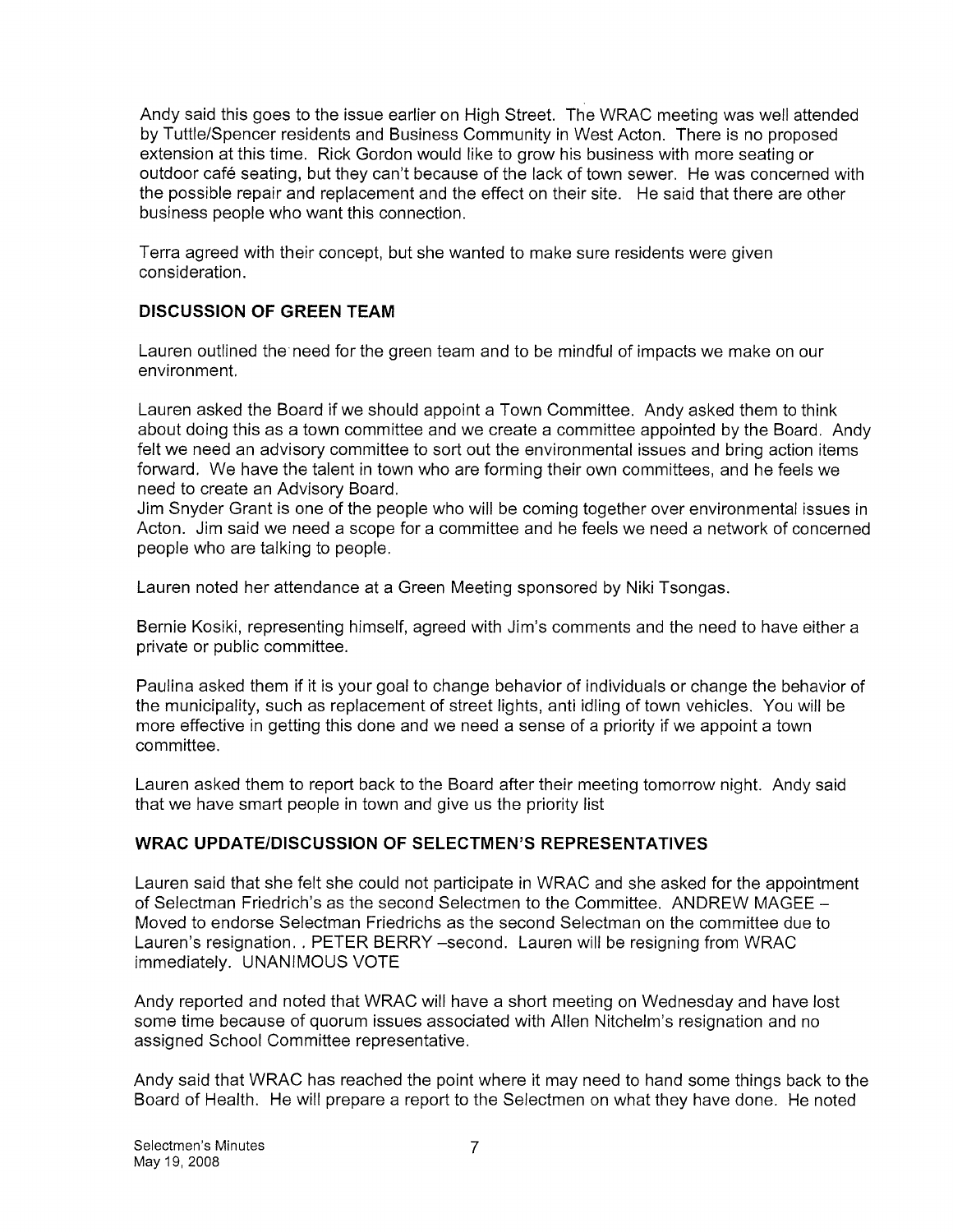Andy said this goes to the issue earlier on High Street. The WRAC meeting was well attended by Tuttle/Spencer residents and Business Community in West Acton. There is no proposed extension at this time. Rick Gordon would like to grow his business with more seating or outdoor café seating, but they can't because of the lack of town sewer. He was concerned with the possible repair and replacement and the effect on their site. He said that there are other business people who want this connection.

Terra agreed with their concept, but she wanted to make sure residents were given consideration.

## DISCUSSION OF GREEN TEAM

Lauren outlined the need for the green team and to be mindful of impacts we make on our environment.

Lauren asked the Board if we should appoint a Town Committee. Andy asked them to think about doing this as a town committee and we create a committee appointed by the Board. Andy felt we need an advisory committee to sort out the environmental issues and bring action items forward. We have the talent in town who are forming their own committees, and he feels we need to create an Advisory Board.
Jim Snyder Grant is one of the people who will be coming together over environmental issues in Acton. Jim said we need a scope for a committee and he feels we need a network of concerned people who are talking to people.

Lauren noted her attendance at a Green Meeting sponsored by Niki Tsongas.

Bernie Kosiki, representing himself, agreed with Jim's comments and the need to have either a private or public committee.

Paulina asked them if it is your goal to change behavior of individuals or change the behavior of the municipality, such as replacement of street lights, anti idling of town vehicles. You will be more effective in getting this done and we need a sense of a priority if we appoint a town committee.

Lauren asked them to report back to the Board after their meeting tomorrow night. Andy said that we have smart people in town and give us the priority list

## WRAC UPDATE/DISCUSSION OF SELECTMEN'S REPRESENTATIVES

Lauren said that she felt she could not participate in WRAC and she asked for the appointment of Selectman Friedrich's as the second Selectmen to the Committee. ANDREW MAGEE – Moved to endorse Selectman Friedrichs as the second Selectman on the committee due to Lauren's resignation. . PETER BERRY –second. Lauren will be resigning from WRAC immediately. UNANIMOUS VOTE

Andy reported and noted that WRAC will have a short meeting on Wednesday and have lost some time because of quorum issues associated with Allen Nitchelm's resignation and no assigned School Committee representative.

Andy said that WRAC has reached the point where it may need to hand some things back to the Board of Health. He will prepare a report to the Selectmen on what they have done. He noted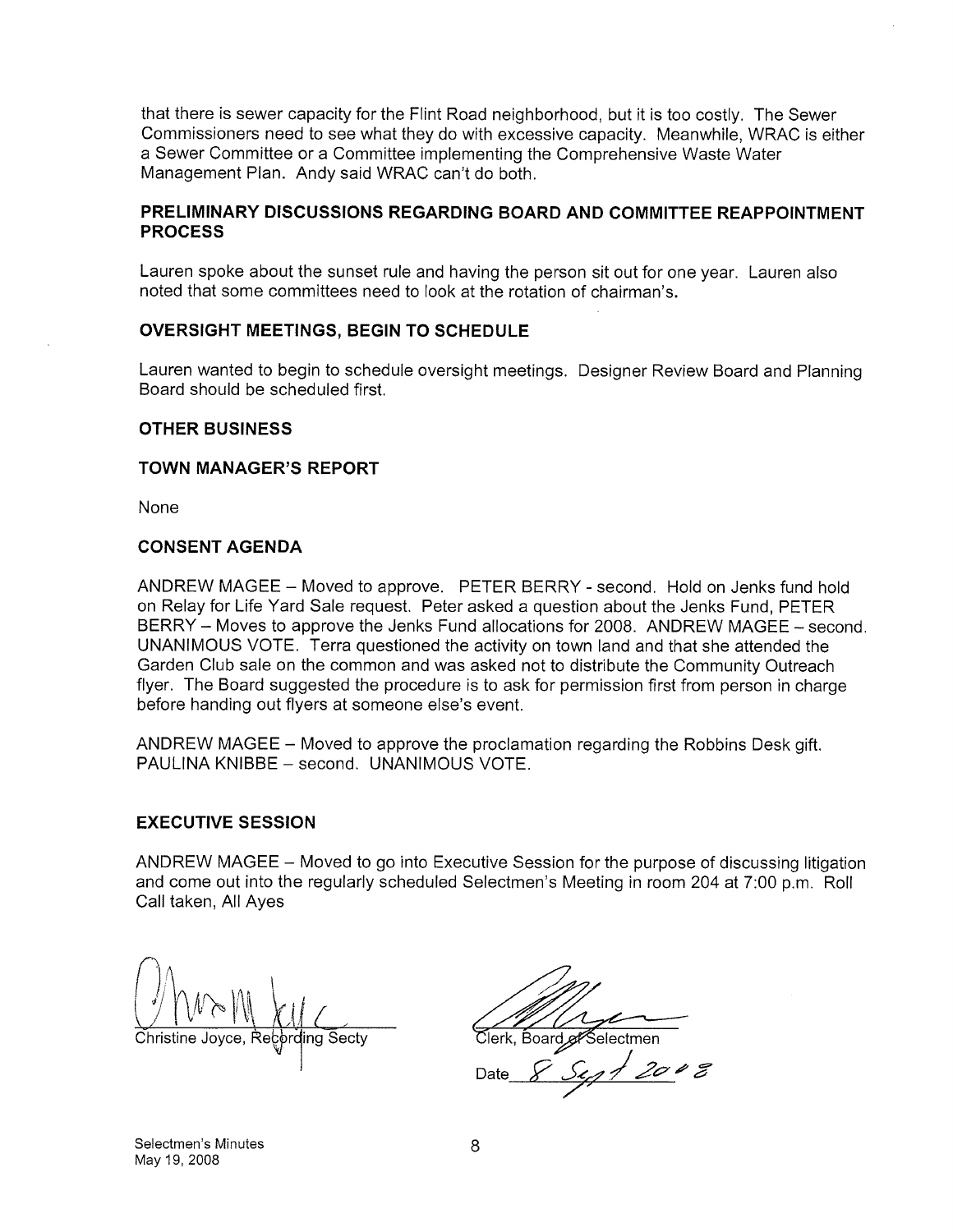that there is sewer capacity for the Flint Road neighborhood, but it is too costly. The Sewer Commissioners need to see what they do with excessive capacity. Meanwhile, WRAC is either a Sewer Committee or a Committee implementing the Comprehensive Waste Water Management Plan. Andy said WRAC can't do both.

### PRELIMINARY DISCUSSIONS REGARDING BOARD AND COMMITTEE REAPPOINTMENT PROCESS

Lauren spoke about the sunset rule and having the person sit out for one year. Lauren also noted that some committees need to look at the rotation of chairman's.

### OVERSIGHT MEETINGS, BEGIN TO SCHEDULE

Lauren wanted to begin to schedule oversight meetings. Designer Review Board and Planning Board should be scheduled first.

### OTHER BUSINESS

### TOWN MANAGER'S REPORT

None

### CONSENT AGENDA

ANDREW MAGEE – Moved to approve. PETER BERRY - second. Hold on Jenks fund hold on Relay for Life Yard Sale request. Peter asked a question about the Jenks Fund, PETER BERRY – Moves to approve the Jenks Fund allocations for 2008. ANDREW MAGEE – second. UNANIMOUS VOTE. Terra questioned the activity on town land and that she attended the Garden Club sale on the common and was asked not to distribute the Community Outreach flyer. The Board suggested the procedure is to ask for permission first from person in charge before handing out flyers at someone else's event.

ANDREW MAGEE – Moved to approve the proclamation regarding the Robbins Desk gift. PAULINA KNIBBE – second. UNANIMOUS VOTE.

### EXECUTIVE SESSION

ANDREW MAGEE – Moved to go into Executive Session for the purpose of discussing litigation and come out into the regularly scheduled Selectmen's Meeting in room 204 at 7:00 p.m. Roll Call taken, All Ayes

Christine Joyce, Recording Secty

Clerk, Board of Selectmen

Date 8 Sept 2008

Selectmen's Minutes
May 19, 2008